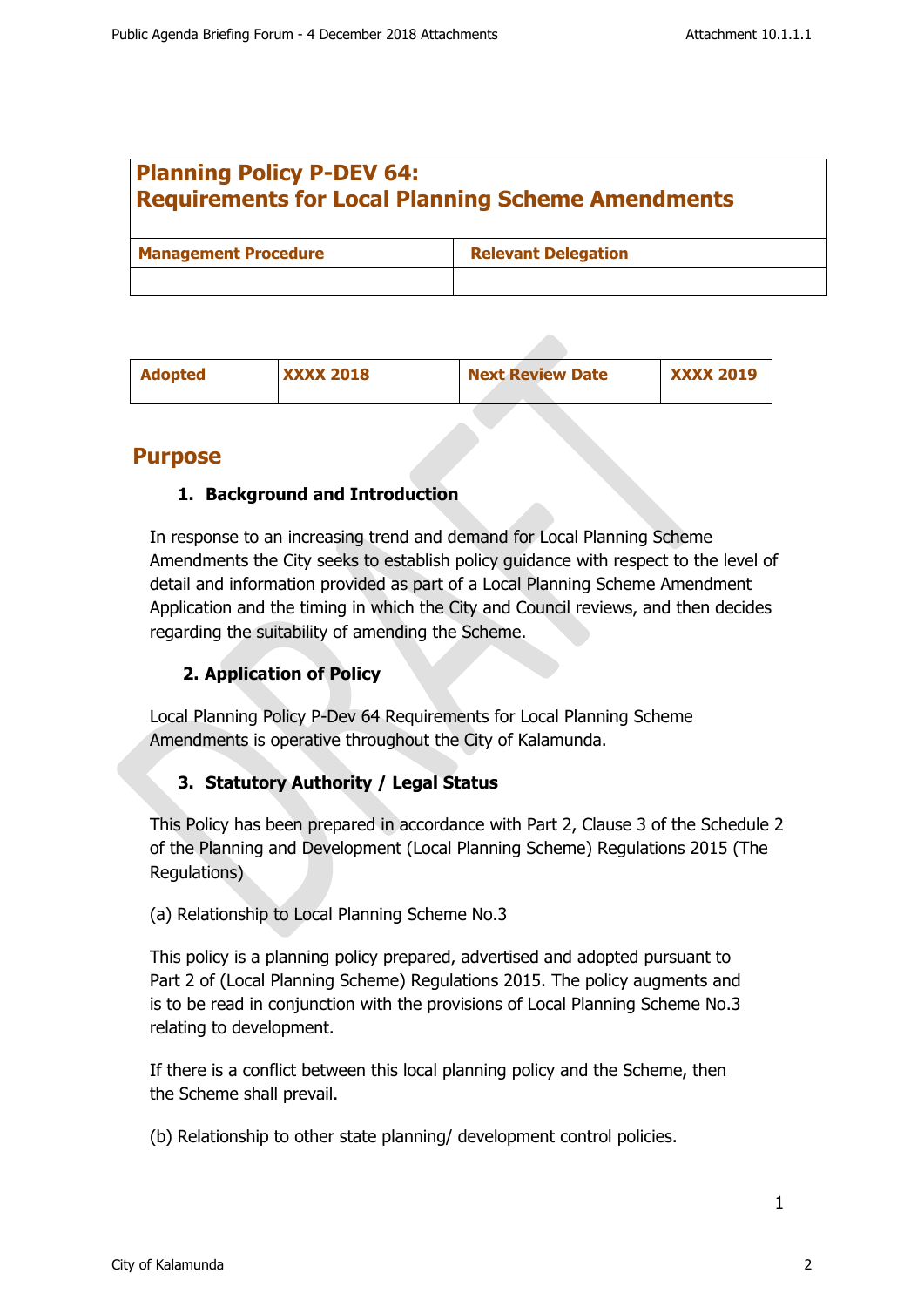# Planning Policy P-DEV 64: Requirements for Local Planning Scheme Amendments

| Management Procedure | Relevant Delegation |
|---|---|
| | |

| Adopted | XXXX 2018 | Next Review Date | XXXX 2019 |
|---|---|---|---|

## Purpose

### 1. Background and Introduction

In response to an increasing trend and demand for Local Planning Scheme Amendments the City seeks to establish policy guidance with respect to the level of detail and information provided as part of a Local Planning Scheme Amendment Application and the timing in which the City and Council reviews, and then decides regarding the suitability of amending the Scheme.

### 2. Application of Policy

Local Planning Policy P-Dev 64 Requirements for Local Planning Scheme Amendments is operative throughout the City of Kalamunda.

### 3. Statutory Authority / Legal Status

This Policy has been prepared in accordance with Part 2, Clause 3 of the Schedule 2 of the Planning and Development (Local Planning Scheme) Regulations 2015 (The Regulations)

(a) Relationship to Local Planning Scheme No.3

This policy is a planning policy prepared, advertised and adopted pursuant to Part 2 of (Local Planning Scheme) Regulations 2015. The policy augments and is to be read in conjunction with the provisions of Local Planning Scheme No.3 relating to development.

If there is a conflict between this local planning policy and the Scheme, then the Scheme shall prevail.

(b) Relationship to other state planning/ development control policies.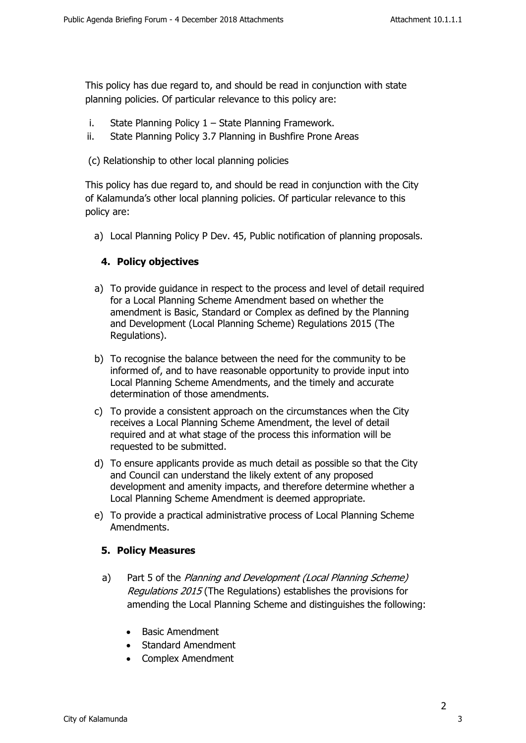This policy has due regard to, and should be read in conjunction with state planning policies. Of particular relevance to this policy are:

i. State Planning Policy 1 – State Planning Framework.
ii. State Planning Policy 3.7 Planning in Bushfire Prone Areas

(c) Relationship to other local planning policies

This policy has due regard to, and should be read in conjunction with the City of Kalamunda's other local planning policies. Of particular relevance to this policy are:

a) Local Planning Policy P Dev. 45, Public notification of planning proposals.

## 4. Policy objectives

a) To provide guidance in respect to the process and level of detail required for a Local Planning Scheme Amendment based on whether the amendment is Basic, Standard or Complex as defined by the Planning and Development (Local Planning Scheme) Regulations 2015 (The Regulations).

b) To recognise the balance between the need for the community to be informed of, and to have reasonable opportunity to provide input into Local Planning Scheme Amendments, and the timely and accurate determination of those amendments.

c) To provide a consistent approach on the circumstances when the City receives a Local Planning Scheme Amendment, the level of detail required and at what stage of the process this information will be requested to be submitted.

d) To ensure applicants provide as much detail as possible so that the City and Council can understand the likely extent of any proposed development and amenity impacts, and therefore determine whether a Local Planning Scheme Amendment is deemed appropriate.

e) To provide a practical administrative process of Local Planning Scheme Amendments.

## 5. Policy Measures

a) Part 5 of the *Planning and Development (Local Planning Scheme) Regulations 2015* (The Regulations) establishes the provisions for amending the Local Planning Scheme and distinguishes the following:

- Basic Amendment
- Standard Amendment
- Complex Amendment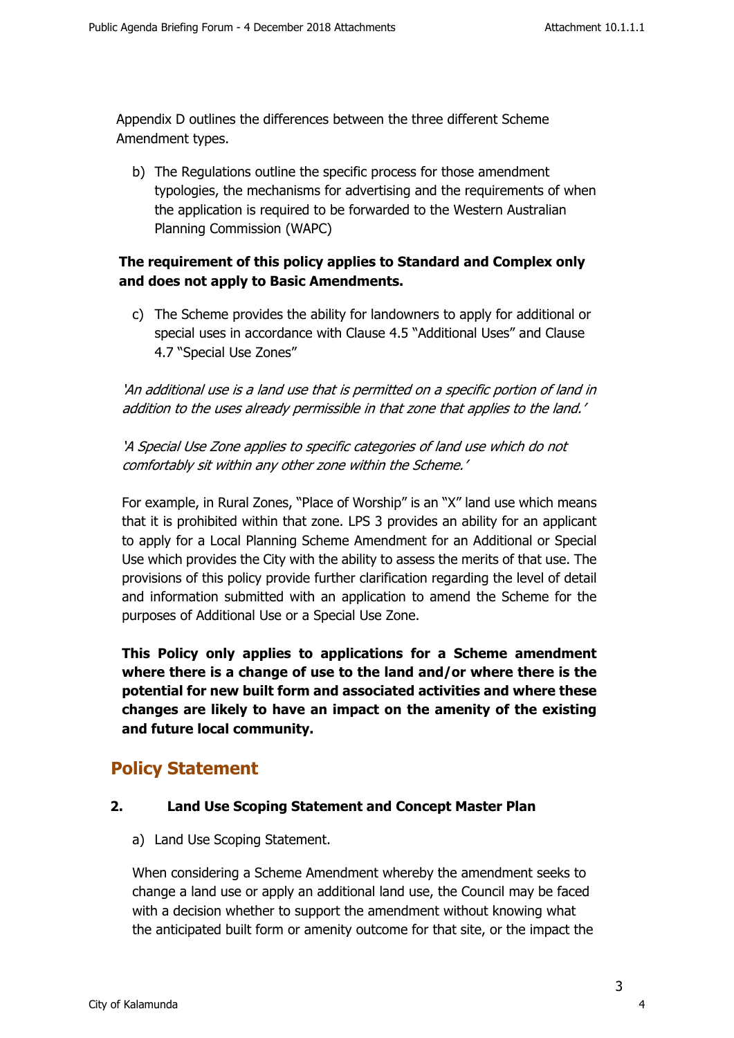Appendix D outlines the differences between the three different Scheme Amendment types.

b) The Regulations outline the specific process for those amendment typologies, the mechanisms for advertising and the requirements of when the application is required to be forwarded to the Western Australian Planning Commission (WAPC)

**The requirement of this policy applies to Standard and Complex only and does not apply to Basic Amendments.**

c) The Scheme provides the ability for landowners to apply for additional or special uses in accordance with Clause 4.5 "Additional Uses" and Clause 4.7 "Special Use Zones"

*'An additional use is a land use that is permitted on a specific portion of land in addition to the uses already permissible in that zone that applies to the land.'*

*'A Special Use Zone applies to specific categories of land use which do not comfortably sit within any other zone within the Scheme.'*

For example, in Rural Zones, "Place of Worship" is an "X" land use which means that it is prohibited within that zone. LPS 3 provides an ability for an applicant to apply for a Local Planning Scheme Amendment for an Additional or Special Use which provides the City with the ability to assess the merits of that use. The provisions of this policy provide further clarification regarding the level of detail and information submitted with an application to amend the Scheme for the purposes of Additional Use or a Special Use Zone.

**This Policy only applies to applications for a Scheme amendment where there is a change of use to the land and/or where there is the potential for new built form and associated activities and where these changes are likely to have an impact on the amenity of the existing and future local community.**

## Policy Statement

### 2. Land Use Scoping Statement and Concept Master Plan

a) Land Use Scoping Statement.

When considering a Scheme Amendment whereby the amendment seeks to change a land use or apply an additional land use, the Council may be faced with a decision whether to support the amendment without knowing what the anticipated built form or amenity outcome for that site, or the impact the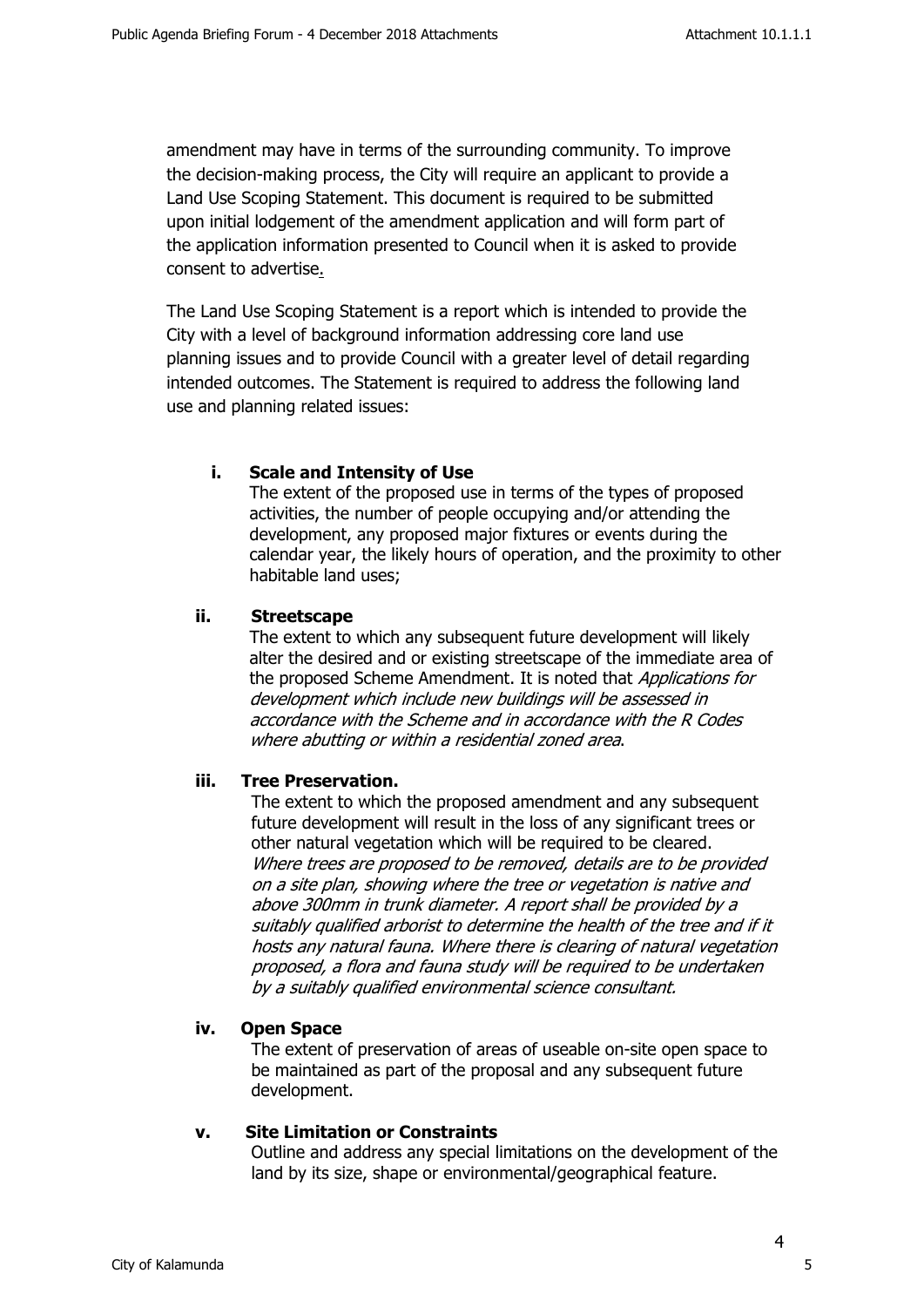amendment may have in terms of the surrounding community. To improve the decision-making process, the City will require an applicant to provide a Land Use Scoping Statement. This document is required to be submitted upon initial lodgement of the amendment application and will form part of the application information presented to Council when it is asked to provide consent to advertise.

The Land Use Scoping Statement is a report which is intended to provide the City with a level of background information addressing core land use planning issues and to provide Council with a greater level of detail regarding intended outcomes. The Statement is required to address the following land use and planning related issues:

**i. Scale and Intensity of Use**

The extent of the proposed use in terms of the types of proposed activities, the number of people occupying and/or attending the development, any proposed major fixtures or events during the calendar year, the likely hours of operation, and the proximity to other habitable land uses;

**ii. Streetscape**

The extent to which any subsequent future development will likely alter the desired and or existing streetscape of the immediate area of the proposed Scheme Amendment. It is noted that *Applications for development which include new buildings will be assessed in accordance with the Scheme and in accordance with the R Codes where abutting or within a residential zoned area*.

**iii. Tree Preservation.**

The extent to which the proposed amendment and any subsequent future development will result in the loss of any significant trees or other natural vegetation which will be required to be cleared. *Where trees are proposed to be removed, details are to be provided on a site plan, showing where the tree or vegetation is native and above 300mm in trunk diameter. A report shall be provided by a suitably qualified arborist to determine the health of the tree and if it hosts any natural fauna. Where there is clearing of natural vegetation proposed, a flora and fauna study will be required to be undertaken by a suitably qualified environmental science consultant.*

**iv. Open Space**

The extent of preservation of areas of useable on-site open space to be maintained as part of the proposal and any subsequent future development.

**v. Site Limitation or Constraints**

Outline and address any special limitations on the development of the land by its size, shape or environmental/geographical feature.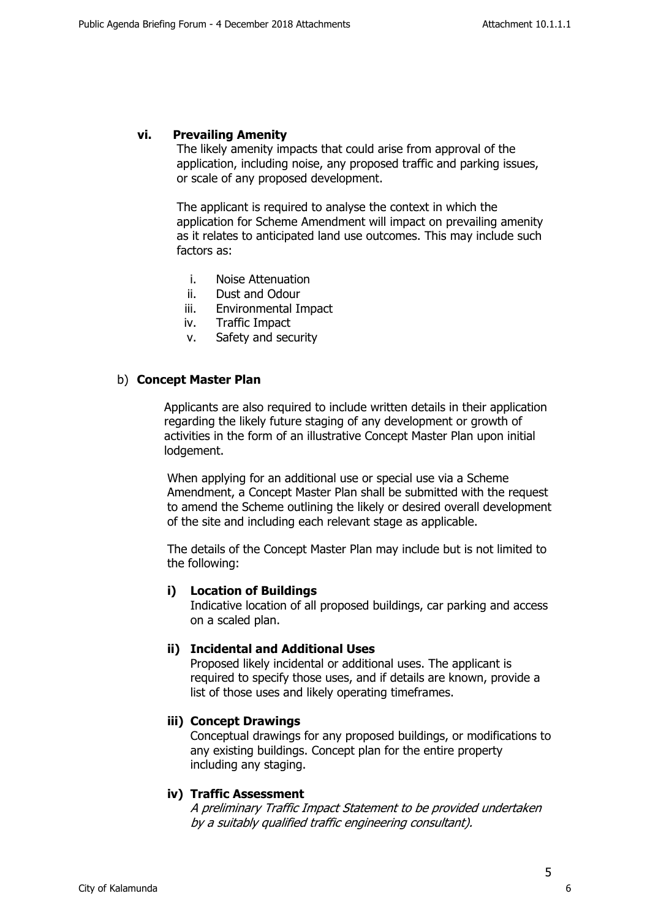**vi. Prevailing Amenity**

The likely amenity impacts that could arise from approval of the application, including noise, any proposed traffic and parking issues, or scale of any proposed development.

The applicant is required to analyse the context in which the application for Scheme Amendment will impact on prevailing amenity as it relates to anticipated land use outcomes. This may include such factors as:

i. Noise Attenuation
ii. Dust and Odour
iii. Environmental Impact
iv. Traffic Impact
v. Safety and security

b) **Concept Master Plan**

Applicants are also required to include written details in their application regarding the likely future staging of any development or growth of activities in the form of an illustrative Concept Master Plan upon initial lodgement.

When applying for an additional use or special use via a Scheme Amendment, a Concept Master Plan shall be submitted with the request to amend the Scheme outlining the likely or desired overall development of the site and including each relevant stage as applicable.

The details of the Concept Master Plan may include but is not limited to the following:

**i) Location of Buildings**

Indicative location of all proposed buildings, car parking and access on a scaled plan.

**ii) Incidental and Additional Uses**

Proposed likely incidental or additional uses. The applicant is required to specify those uses, and if details are known, provide a list of those uses and likely operating timeframes.

**iii) Concept Drawings**

Conceptual drawings for any proposed buildings, or modifications to any existing buildings. Concept plan for the entire property including any staging.

**iv) Traffic Assessment**

*A preliminary Traffic Impact Statement to be provided undertaken by a suitably qualified traffic engineering consultant).*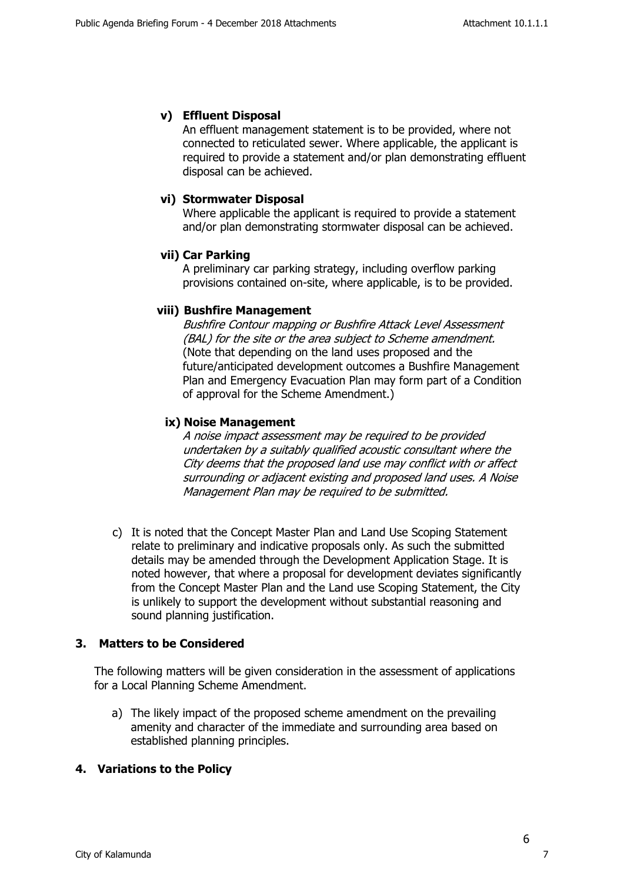**v) Effluent Disposal**

An effluent management statement is to be provided, where not connected to reticulated sewer. Where applicable, the applicant is required to provide a statement and/or plan demonstrating effluent disposal can be achieved.

**vi) Stormwater Disposal**

Where applicable the applicant is required to provide a statement and/or plan demonstrating stormwater disposal can be achieved.

**vii) Car Parking**

A preliminary car parking strategy, including overflow parking provisions contained on-site, where applicable, is to be provided.

**viii) Bushfire Management**

*Bushfire Contour mapping or Bushfire Attack Level Assessment (BAL) for the site or the area subject to Scheme amendment.* (Note that depending on the land uses proposed and the future/anticipated development outcomes a Bushfire Management Plan and Emergency Evacuation Plan may form part of a Condition of approval for the Scheme Amendment.)

**ix) Noise Management**

*A noise impact assessment may be required to be provided undertaken by a suitably qualified acoustic consultant where the City deems that the proposed land use may conflict with or affect surrounding or adjacent existing and proposed land uses. A Noise Management Plan may be required to be submitted.*

c) It is noted that the Concept Master Plan and Land Use Scoping Statement relate to preliminary and indicative proposals only. As such the submitted details may be amended through the Development Application Stage. It is noted however, that where a proposal for development deviates significantly from the Concept Master Plan and the Land use Scoping Statement, the City is unlikely to support the development without substantial reasoning and sound planning justification.

## 3. Matters to be Considered

The following matters will be given consideration in the assessment of applications for a Local Planning Scheme Amendment.

a) The likely impact of the proposed scheme amendment on the prevailing amenity and character of the immediate and surrounding area based on established planning principles.

## 4. Variations to the Policy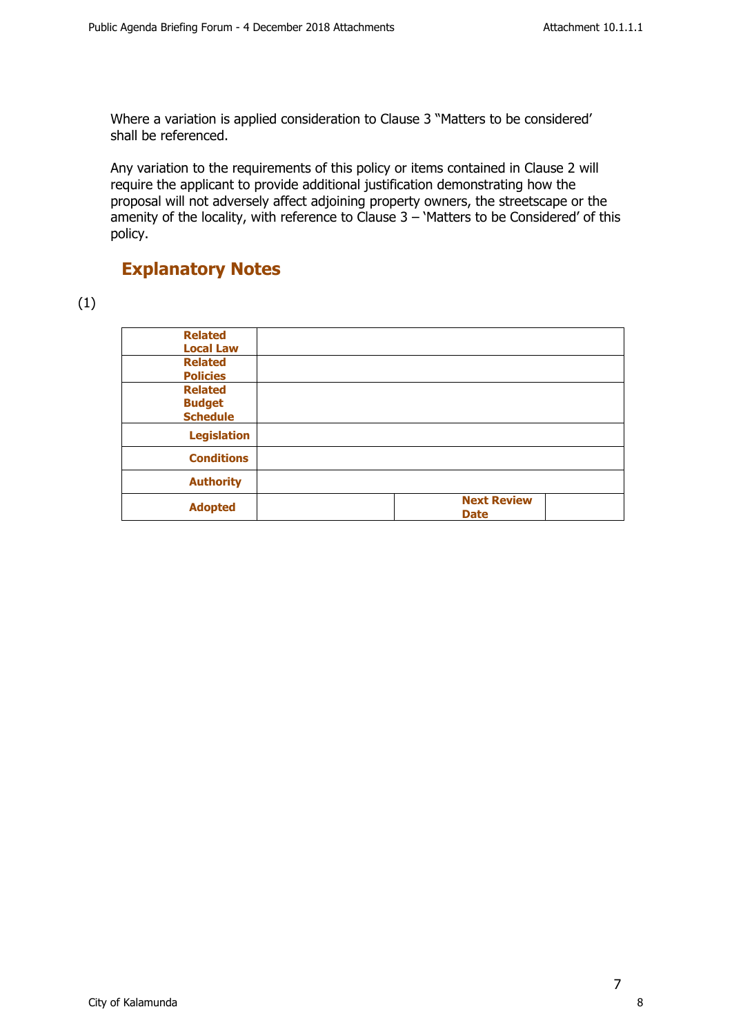Where a variation is applied consideration to Clause 3 "Matters to be considered' shall be referenced.

Any variation to the requirements of this policy or items contained in Clause 2 will require the applicant to provide additional justification demonstrating how the proposal will not adversely affect adjoining property owners, the streetscape or the amenity of the locality, with reference to Clause 3 – 'Matters to be Considered' of this policy.

## Explanatory Notes

(1)

| **Related Local Law** | | | |
|---|---|---|---|
| **Related Policies** | | | |
| **Related Budget Schedule** | | | |
| **Legislation** | | | |
| **Conditions** | | | |
| **Authority** | | | |
| **Adopted** | | **Next Review Date** | |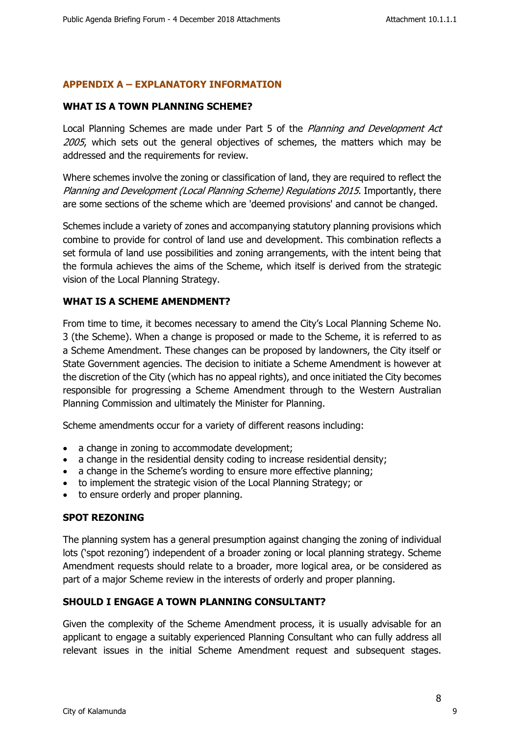## APPENDIX A – EXPLANATORY INFORMATION

### WHAT IS A TOWN PLANNING SCHEME?

Local Planning Schemes are made under Part 5 of the *Planning and Development Act 2005*, which sets out the general objectives of schemes, the matters which may be addressed and the requirements for review.

Where schemes involve the zoning or classification of land, they are required to reflect the *Planning and Development (Local Planning Scheme) Regulations 2015*. Importantly, there are some sections of the scheme which are 'deemed provisions' and cannot be changed.

Schemes include a variety of zones and accompanying statutory planning provisions which combine to provide for control of land use and development. This combination reflects a set formula of land use possibilities and zoning arrangements, with the intent being that the formula achieves the aims of the Scheme, which itself is derived from the strategic vision of the Local Planning Strategy.

### WHAT IS A SCHEME AMENDMENT?

From time to time, it becomes necessary to amend the City's Local Planning Scheme No. 3 (the Scheme). When a change is proposed or made to the Scheme, it is referred to as a Scheme Amendment. These changes can be proposed by landowners, the City itself or State Government agencies. The decision to initiate a Scheme Amendment is however at the discretion of the City (which has no appeal rights), and once initiated the City becomes responsible for progressing a Scheme Amendment through to the Western Australian Planning Commission and ultimately the Minister for Planning.

Scheme amendments occur for a variety of different reasons including:

- a change in zoning to accommodate development;
- a change in the residential density coding to increase residential density;
- a change in the Scheme's wording to ensure more effective planning;
- to implement the strategic vision of the Local Planning Strategy; or
- to ensure orderly and proper planning.

### SPOT REZONING

The planning system has a general presumption against changing the zoning of individual lots ('spot rezoning') independent of a broader zoning or local planning strategy. Scheme Amendment requests should relate to a broader, more logical area, or be considered as part of a major Scheme review in the interests of orderly and proper planning.

### SHOULD I ENGAGE A TOWN PLANNING CONSULTANT?

Given the complexity of the Scheme Amendment process, it is usually advisable for an applicant to engage a suitably experienced Planning Consultant who can fully address all relevant issues in the initial Scheme Amendment request and subsequent stages.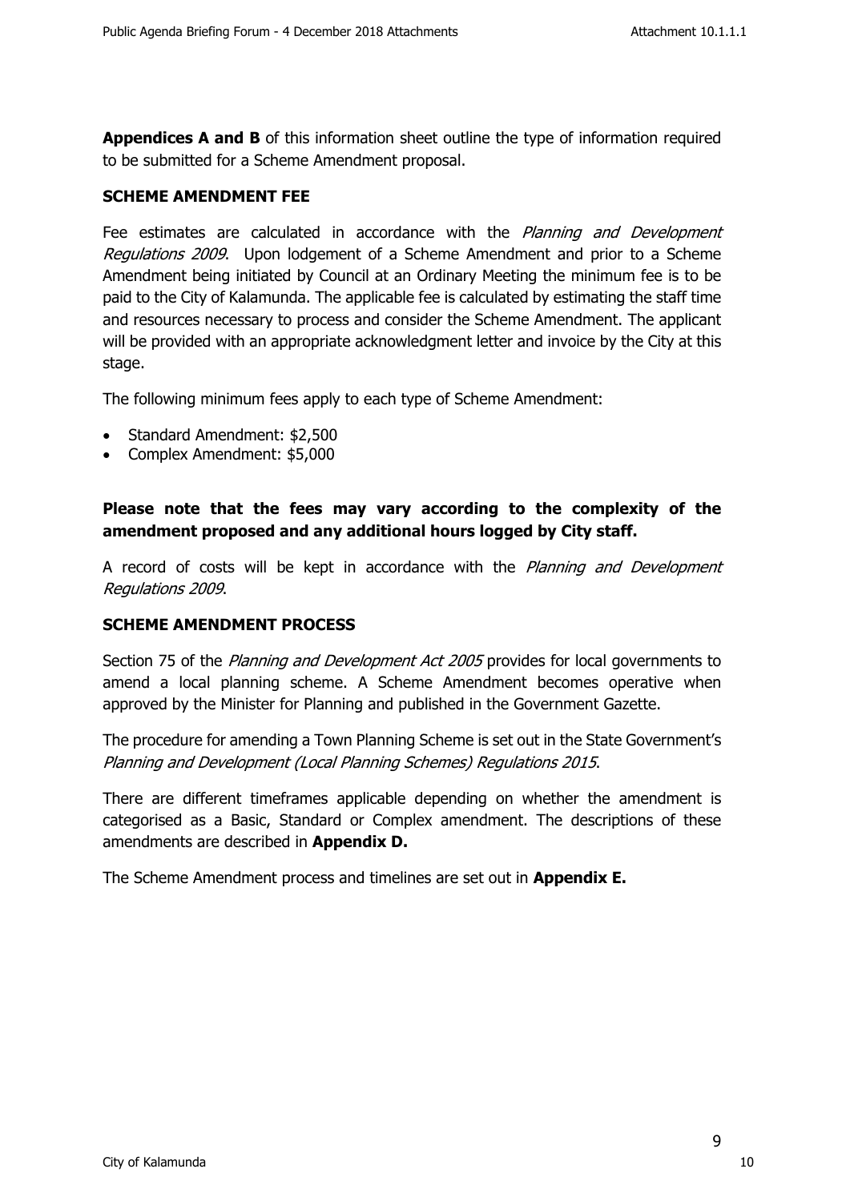**Appendices A and B** of this information sheet outline the type of information required to be submitted for a Scheme Amendment proposal.

## SCHEME AMENDMENT FEE

Fee estimates are calculated in accordance with the *Planning and Development Regulations 2009*. Upon lodgement of a Scheme Amendment and prior to a Scheme Amendment being initiated by Council at an Ordinary Meeting the minimum fee is to be paid to the City of Kalamunda. The applicable fee is calculated by estimating the staff time and resources necessary to process and consider the Scheme Amendment. The applicant will be provided with an appropriate acknowledgment letter and invoice by the City at this stage.

The following minimum fees apply to each type of Scheme Amendment:

- Standard Amendment: $2,500
- Complex Amendment: $5,000

**Please note that the fees may vary according to the complexity of the amendment proposed and any additional hours logged by City staff.**

A record of costs will be kept in accordance with the *Planning and Development Regulations 2009*.

## SCHEME AMENDMENT PROCESS

Section 75 of the *Planning and Development Act 2005* provides for local governments to amend a local planning scheme. A Scheme Amendment becomes operative when approved by the Minister for Planning and published in the Government Gazette.

The procedure for amending a Town Planning Scheme is set out in the State Government's *Planning and Development (Local Planning Schemes) Regulations 2015*.

There are different timeframes applicable depending on whether the amendment is categorised as a Basic, Standard or Complex amendment. The descriptions of these amendments are described in **Appendix D.**

The Scheme Amendment process and timelines are set out in **Appendix E.**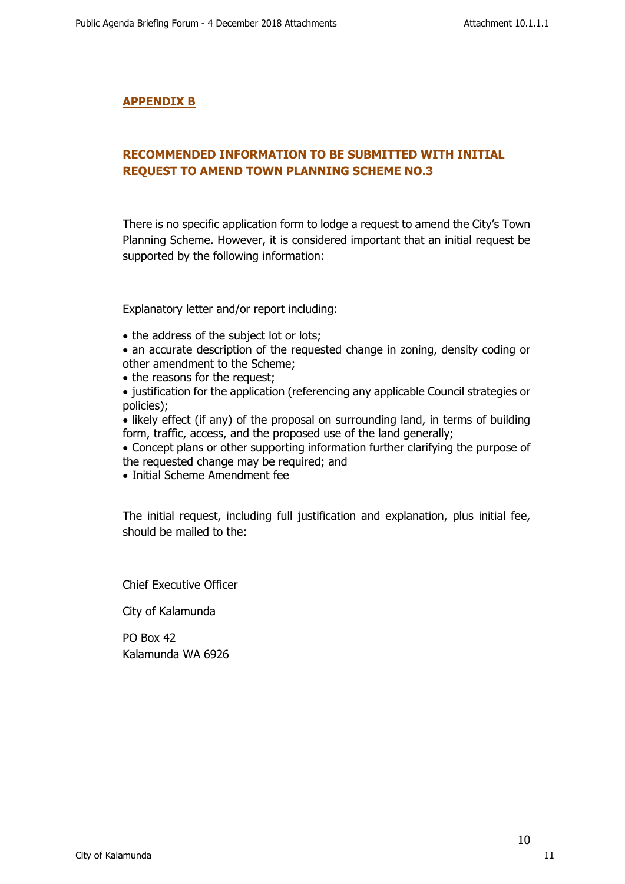## APPENDIX B

## RECOMMENDED INFORMATION TO BE SUBMITTED WITH INITIAL REQUEST TO AMEND TOWN PLANNING SCHEME NO.3

There is no specific application form to lodge a request to amend the City's Town Planning Scheme. However, it is considered important that an initial request be supported by the following information:

Explanatory letter and/or report including:

- the address of the subject lot or lots;
- an accurate description of the requested change in zoning, density coding or other amendment to the Scheme;
- the reasons for the request;
- justification for the application (referencing any applicable Council strategies or policies);
- likely effect (if any) of the proposal on surrounding land, in terms of building form, traffic, access, and the proposed use of the land generally;
- Concept plans or other supporting information further clarifying the purpose of the requested change may be required; and
- Initial Scheme Amendment fee

The initial request, including full justification and explanation, plus initial fee, should be mailed to the:

Chief Executive Officer

City of Kalamunda

PO Box 42
Kalamunda WA 6926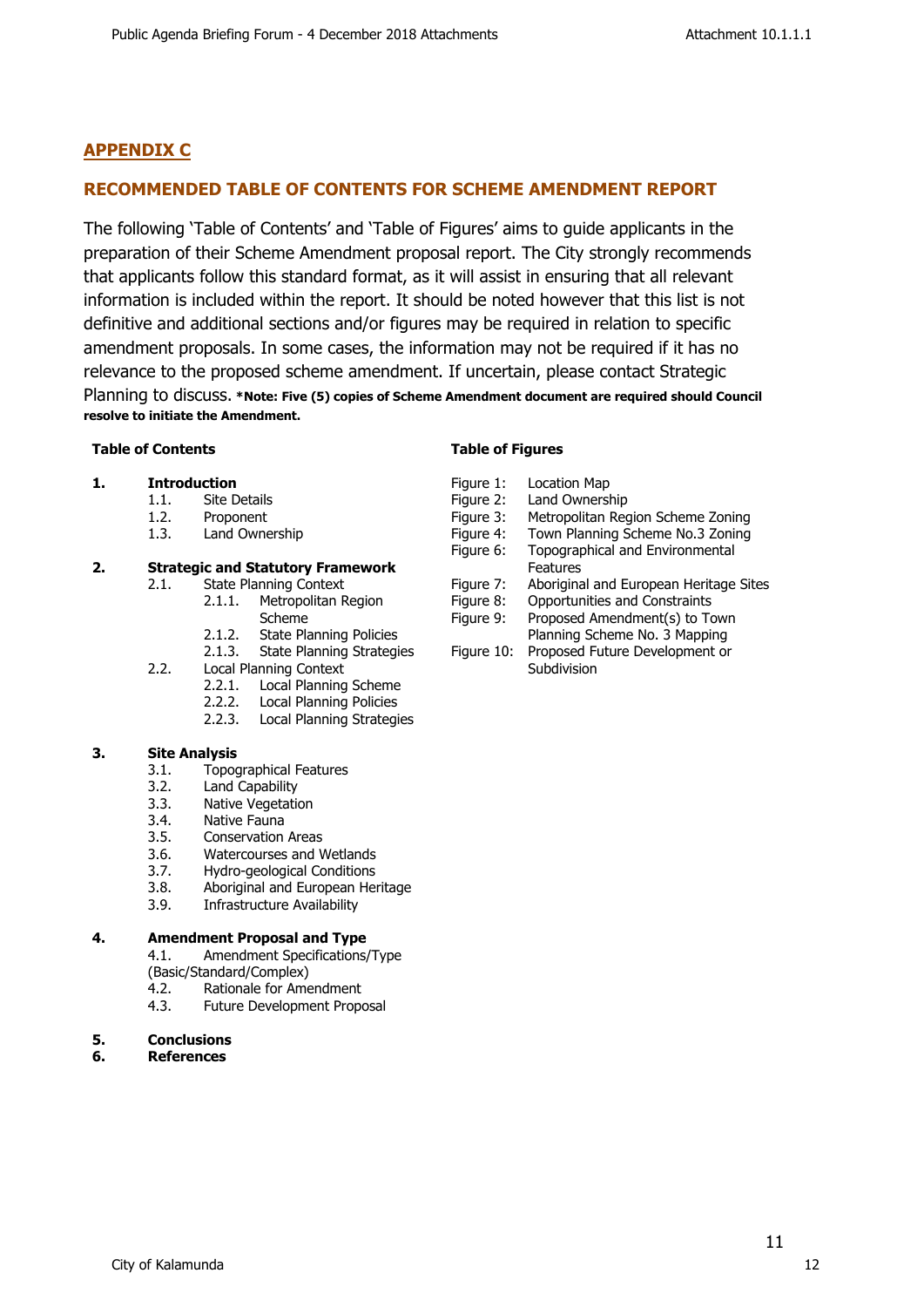## APPENDIX C

## RECOMMENDED TABLE OF CONTENTS FOR SCHEME AMENDMENT REPORT

The following 'Table of Contents' and 'Table of Figures' aims to guide applicants in the preparation of their Scheme Amendment proposal report. The City strongly recommends that applicants follow this standard format, as it will assist in ensuring that all relevant information is included within the report. It should be noted however that this list is not definitive and additional sections and/or figures may be required in relation to specific amendment proposals. In some cases, the information may not be required if it has no relevance to the proposed scheme amendment. If uncertain, please contact Strategic Planning to discuss. **\*Note: Five (5) copies of Scheme Amendment document are required should Council resolve to initiate the Amendment.**

### Table of Contents

**1. Introduction**
- 1.1. Site Details
- 1.2. Proponent
- 1.3. Land Ownership

**2. Strategic and Statutory Framework**
- 2.1. State Planning Context
  - 2.1.1. Metropolitan Region Scheme
  - 2.1.2. State Planning Policies
  - 2.1.3. State Planning Strategies
- 2.2. Local Planning Context
  - 2.2.1. Local Planning Scheme
  - 2.2.2. Local Planning Policies
  - 2.2.3. Local Planning Strategies

**3. Site Analysis**
- 3.1. Topographical Features
- 3.2. Land Capability
- 3.3. Native Vegetation
- 3.4. Native Fauna
- 3.5. Conservation Areas
- 3.6. Watercourses and Wetlands
- 3.7. Hydro-geological Conditions
- 3.8. Aboriginal and European Heritage
- 3.9. Infrastructure Availability

**4. Amendment Proposal and Type**
- 4.1. Amendment Specifications/Type (Basic/Standard/Complex)
- 4.2. Rationale for Amendment
- 4.3. Future Development Proposal

**5. Conclusions**

**6. References**

### Table of Figures

- Figure 1: Location Map
- Figure 2: Land Ownership
- Figure 3: Metropolitan Region Scheme Zoning
- Figure 4: Town Planning Scheme No.3 Zoning
- Figure 6: Topographical and Environmental Features
- Figure 7: Aboriginal and European Heritage Sites
- Figure 8: Opportunities and Constraints
- Figure 9: Proposed Amendment(s) to Town Planning Scheme No. 3 Mapping
- Figure 10: Proposed Future Development or Subdivision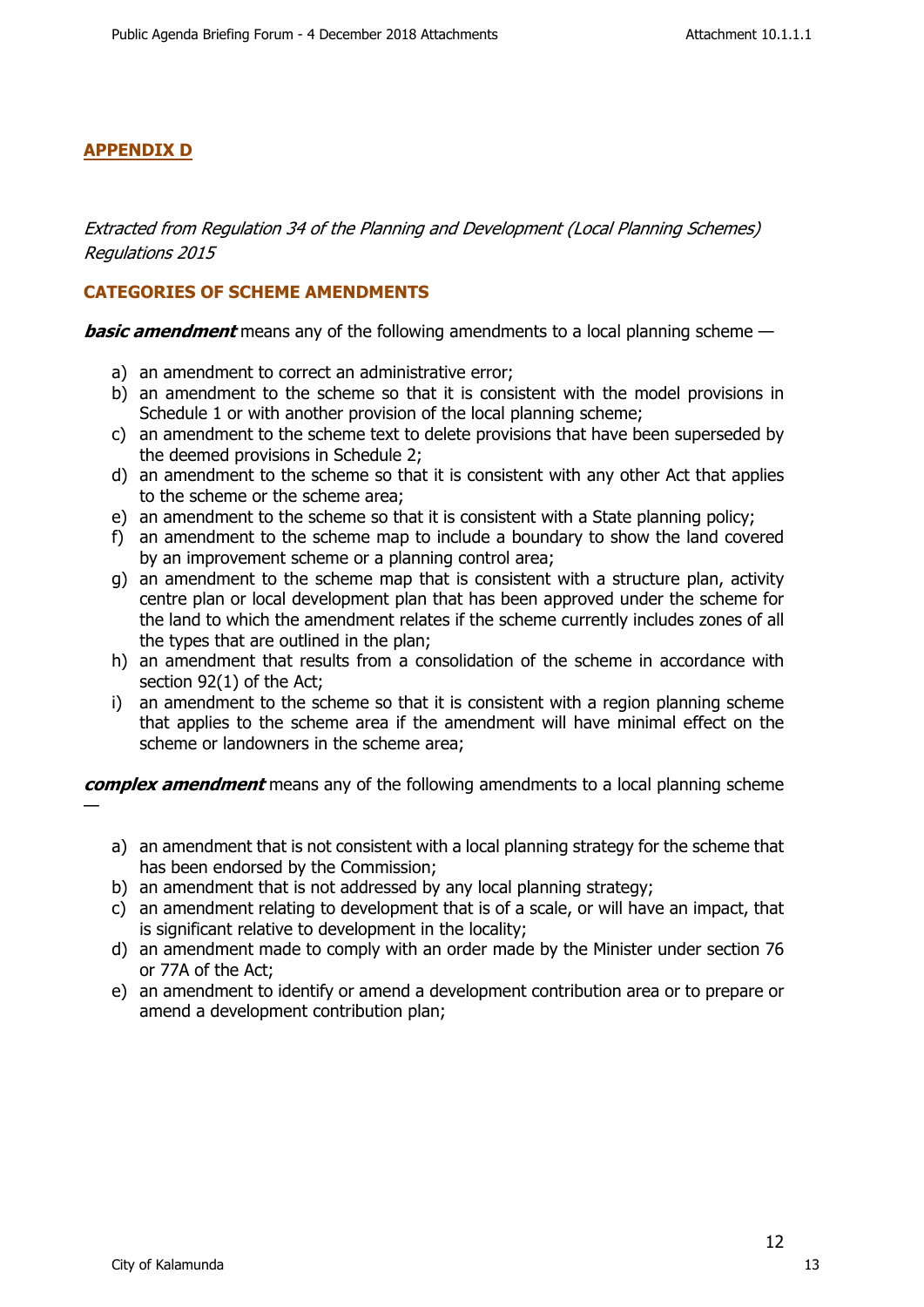## APPENDIX D

*Extracted from Regulation 34 of the Planning and Development (Local Planning Schemes) Regulations 2015*

### CATEGORIES OF SCHEME AMENDMENTS

***basic amendment*** means any of the following amendments to a local planning scheme —

a) an amendment to correct an administrative error;
b) an amendment to the scheme so that it is consistent with the model provisions in Schedule 1 or with another provision of the local planning scheme;
c) an amendment to the scheme text to delete provisions that have been superseded by the deemed provisions in Schedule 2;
d) an amendment to the scheme so that it is consistent with any other Act that applies to the scheme or the scheme area;
e) an amendment to the scheme so that it is consistent with a State planning policy;
f) an amendment to the scheme map to include a boundary to show the land covered by an improvement scheme or a planning control area;
g) an amendment to the scheme map that is consistent with a structure plan, activity centre plan or local development plan that has been approved under the scheme for the land to which the amendment relates if the scheme currently includes zones of all the types that are outlined in the plan;
h) an amendment that results from a consolidation of the scheme in accordance with section 92(1) of the Act;
i) an amendment to the scheme so that it is consistent with a region planning scheme that applies to the scheme area if the amendment will have minimal effect on the scheme or landowners in the scheme area;

***complex amendment*** means any of the following amendments to a local planning scheme —

a) an amendment that is not consistent with a local planning strategy for the scheme that has been endorsed by the Commission;
b) an amendment that is not addressed by any local planning strategy;
c) an amendment relating to development that is of a scale, or will have an impact, that is significant relative to development in the locality;
d) an amendment made to comply with an order made by the Minister under section 76 or 77A of the Act;
e) an amendment to identify or amend a development contribution area or to prepare or amend a development contribution plan;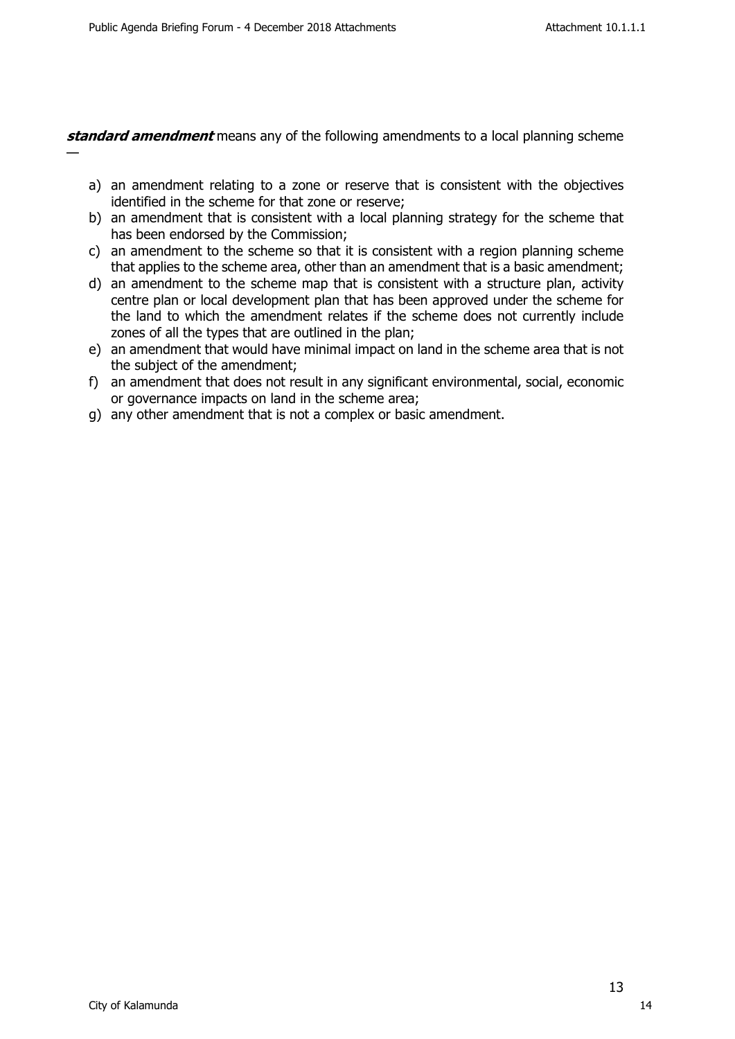***standard amendment*** means any of the following amendments to a local planning scheme —

a) an amendment relating to a zone or reserve that is consistent with the objectives identified in the scheme for that zone or reserve;
b) an amendment that is consistent with a local planning strategy for the scheme that has been endorsed by the Commission;
c) an amendment to the scheme so that it is consistent with a region planning scheme that applies to the scheme area, other than an amendment that is a basic amendment;
d) an amendment to the scheme map that is consistent with a structure plan, activity centre plan or local development plan that has been approved under the scheme for the land to which the amendment relates if the scheme does not currently include zones of all the types that are outlined in the plan;
e) an amendment that would have minimal impact on land in the scheme area that is not the subject of the amendment;
f) an amendment that does not result in any significant environmental, social, economic or governance impacts on land in the scheme area;
g) any other amendment that is not a complex or basic amendment.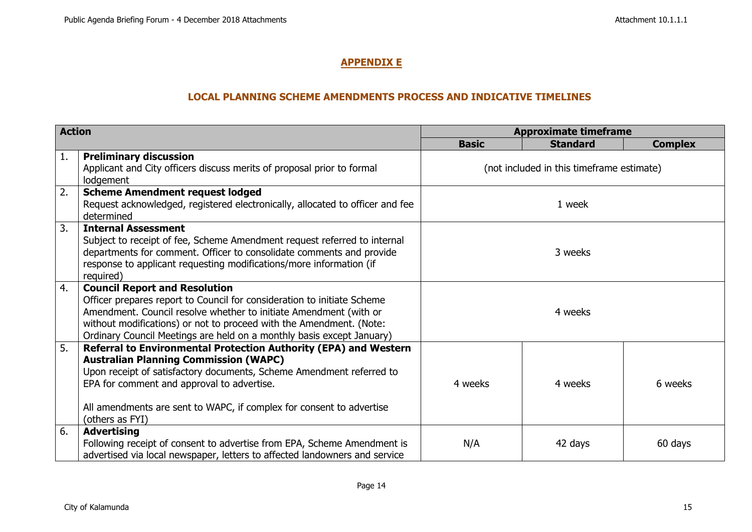## APPENDIX E

### LOCAL PLANNING SCHEME AMENDMENTS PROCESS AND INDICATIVE TIMELINES

| Action | | Approximate timeframe | | |
|---|---|---|---|---|
| | | **Basic** | **Standard** | **Complex** |
| 1. | **Preliminary discussion**<br>Applicant and City officers discuss merits of proposal prior to formal lodgement | (not included in this timeframe estimate) | | |
| 2. | **Scheme Amendment request lodged**<br>Request acknowledged, registered electronically, allocated to officer and fee determined | 1 week | | |
| 3. | **Internal Assessment**<br>Subject to receipt of fee, Scheme Amendment request referred to internal departments for comment. Officer to consolidate comments and provide response to applicant requesting modifications/more information (if required) | 3 weeks | | |
| 4. | **Council Report and Resolution**<br>Officer prepares report to Council for consideration to initiate Scheme Amendment. Council resolve whether to initiate Amendment (with or without modifications) or not to proceed with the Amendment. (Note: Ordinary Council Meetings are held on a monthly basis except January) | 4 weeks | | |
| 5. | **Referral to Environmental Protection Authority (EPA) and Western Australian Planning Commission (WAPC)**<br>Upon receipt of satisfactory documents, Scheme Amendment referred to EPA for comment and approval to advertise.<br><br>All amendments are sent to WAPC, if complex for consent to advertise (others as FYI) | 4 weeks | 4 weeks | 6 weeks |
| 6. | **Advertising**<br>Following receipt of consent to advertise from EPA, Scheme Amendment is advertised via local newspaper, letters to affected landowners and service | N/A | 42 days | 60 days |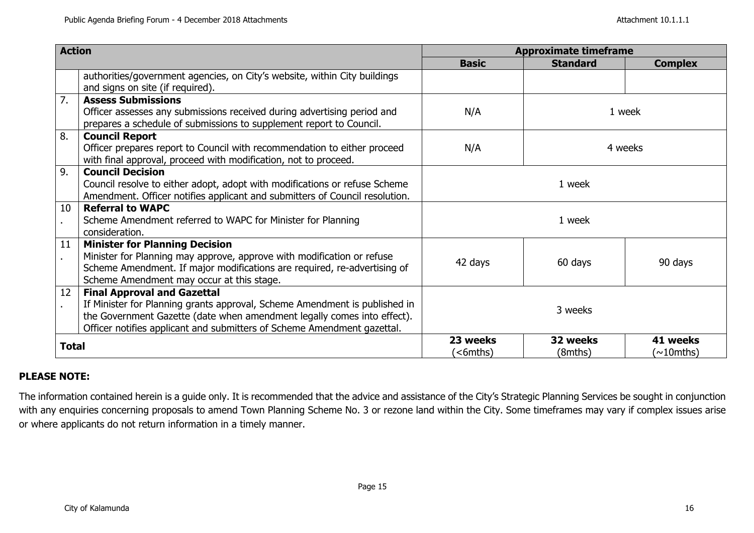| Action | | Approximate timeframe | | |
|---|---|---|---|---|
| | | **Basic** | **Standard** | **Complex** |
| | authorities/government agencies, on City's website, within City buildings and signs on site (if required). | | | |
| 7. | **Assess Submissions**<br>Officer assesses any submissions received during advertising period and prepares a schedule of submissions to supplement report to Council. | N/A | 1 week | |
| 8. | **Council Report**<br>Officer prepares report to Council with recommendation to either proceed with final approval, proceed with modification, not to proceed. | N/A | 4 weeks | |
| 9. | **Council Decision**<br>Council resolve to either adopt, adopt with modifications or refuse Scheme Amendment. Officer notifies applicant and submitters of Council resolution. | 1 week | | |
| 10. | **Referral to WAPC**<br>Scheme Amendment referred to WAPC for Minister for Planning consideration. | 1 week | | |
| 11. | **Minister for Planning Decision**<br>Minister for Planning may approve, approve with modification or refuse Scheme Amendment. If major modifications are required, re-advertising of Scheme Amendment may occur at this stage. | 42 days | 60 days | 90 days |
| 12. | **Final Approval and Gazettal**<br>If Minister for Planning grants approval, Scheme Amendment is published in the Government Gazette (date when amendment legally comes into effect). Officer notifies applicant and submitters of Scheme Amendment gazettal. | 3 weeks | | |
| **Total** | | **23 weeks** (<6mths) | **32 weeks** (8mths) | **41 weeks** (~10mths) |

**PLEASE NOTE:**

The information contained herein is a guide only. It is recommended that the advice and assistance of the City's Strategic Planning Services be sought in conjunction with any enquiries concerning proposals to amend Town Planning Scheme No. 3 or rezone land within the City. Some timeframes may vary if complex issues arise or where applicants do not return information in a timely manner.